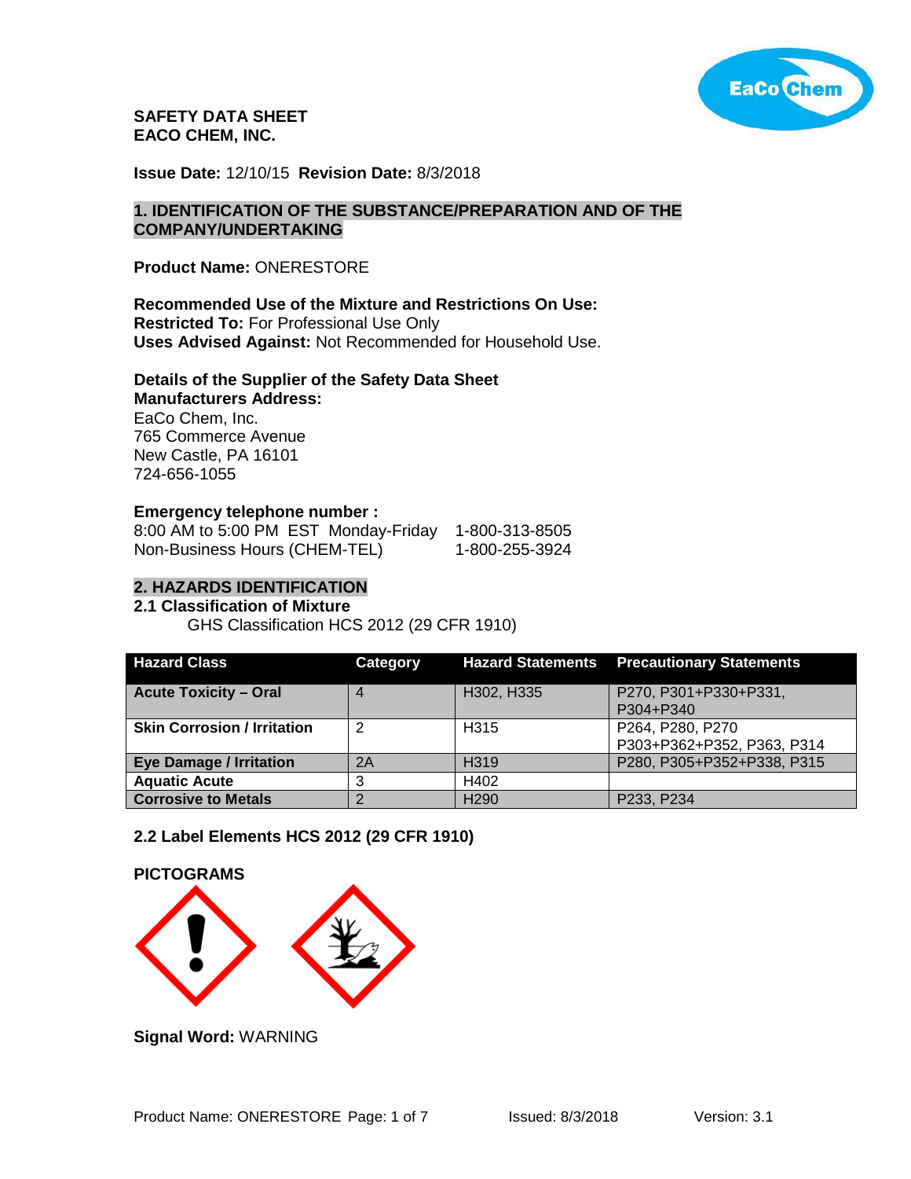**SAFETY DATA SHEET**
**EACO CHEM, INC.**

**Issue Date:** 12/10/15 **Revision Date:** 8/3/2018

## 1. IDENTIFICATION OF THE SUBSTANCE/PREPARATION AND OF THE COMPANY/UNDERTAKING

**Product Name:** ONERESTORE

**Recommended Use of the Mixture and Restrictions On Use:**
**Restricted To:** For Professional Use Only
**Uses Advised Against:** Not Recommended for Household Use.

**Details of the Supplier of the Safety Data Sheet**
**Manufacturers Address:**
EaCo Chem, Inc.
765 Commerce Avenue
New Castle, PA 16101
724-656-1055

**Emergency telephone number :**
8:00 AM to 5:00 PM EST Monday-Friday 1-800-313-8505
Non-Business Hours (CHEM-TEL) 1-800-255-3924

## 2. HAZARDS IDENTIFICATION

### 2.1 Classification of Mixture

GHS Classification HCS 2012 (29 CFR 1910)

| Hazard Class | Category | Hazard Statements | Precautionary Statements |
|---|---|---|---|
| **Acute Toxicity – Oral** | 4 | H302, H335 | P270, P301+P330+P331, P304+P340 |
| **Skin Corrosion / Irritation** | 2 | H315 | P264, P280, P270 P303+P362+P352, P363, P314 |
| **Eye Damage / Irritation** | 2A | H319 | P280, P305+P352+P338, P315 |
| **Aquatic Acute** | 3 | H402 | |
| **Corrosive to Metals** | 2 | H290 | P233, P234 |

### 2.2 Label Elements HCS 2012 (29 CFR 1910)

**PICTOGRAMS**

**Signal Word:** WARNING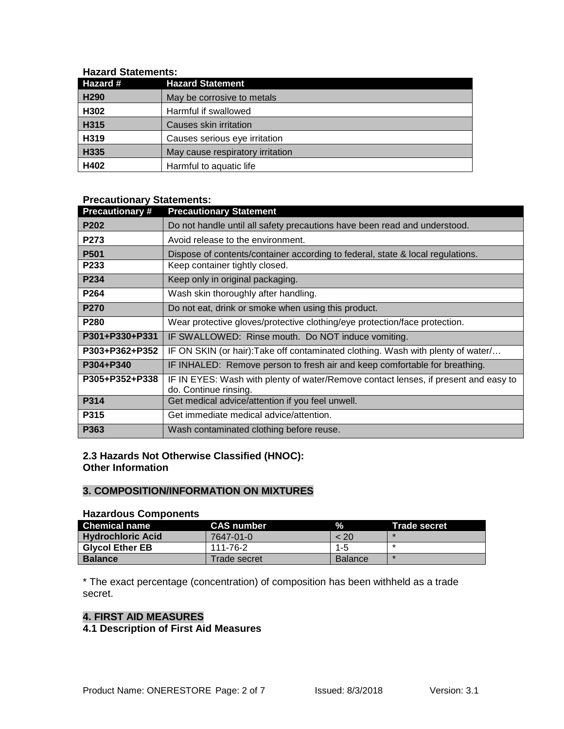**Hazard Statements:**

| Hazard # | Hazard Statement |
|---|---|
| H290 | May be corrosive to metals |
| H302 | Harmful if swallowed |
| H315 | Causes skin irritation |
| H319 | Causes serious eye irritation |
| H335 | May cause respiratory irritation |
| H402 | Harmful to aquatic life |

**Precautionary Statements:**

| Precautionary # | Precautionary Statement |
|---|---|
| P202 | Do not handle until all safety precautions have been read and understood. |
| P273 | Avoid release to the environment. |
| P501 | Dispose of contents/container according to federal, state & local regulations. |
| P233 | Keep container tightly closed. |
| P234 | Keep only in original packaging. |
| P264 | Wash skin thoroughly after handling. |
| P270 | Do not eat, drink or smoke when using this product. |
| P280 | Wear protective gloves/protective clothing/eye protection/face protection. |
| P301+P330+P331 | IF SWALLOWED: Rinse mouth. Do NOT induce vomiting. |
| P303+P362+P352 | IF ON SKIN (or hair):Take off contaminated clothing. Wash with plenty of water/… |
| P304+P340 | IF INHALED: Remove person to fresh air and keep comfortable for breathing. |
| P305+P352+P338 | IF IN EYES: Wash with plenty of water/Remove contact lenses, if present and easy to do. Continue rinsing. |
| P314 | Get medical advice/attention if you feel unwell. |
| P315 | Get immediate medical advice/attention. |
| P363 | Wash contaminated clothing before reuse. |

**2.3 Hazards Not Otherwise Classified (HNOC):**
**Other Information**

## 3. COMPOSITION/INFORMATION ON MIXTURES

**Hazardous Components**

| Chemical name | CAS number | % | Trade secret |
|---|---|---|---|
| Hydrochloric Acid | 7647-01-0 | < 20 | * |
| Glycol Ether EB | 111-76-2 | 1-5 | * |
| Balance | Trade secret | Balance | * |

* The exact percentage (concentration) of composition has been withheld as a trade secret.

## 4. FIRST AID MEASURES

**4.1 Description of First Aid Measures**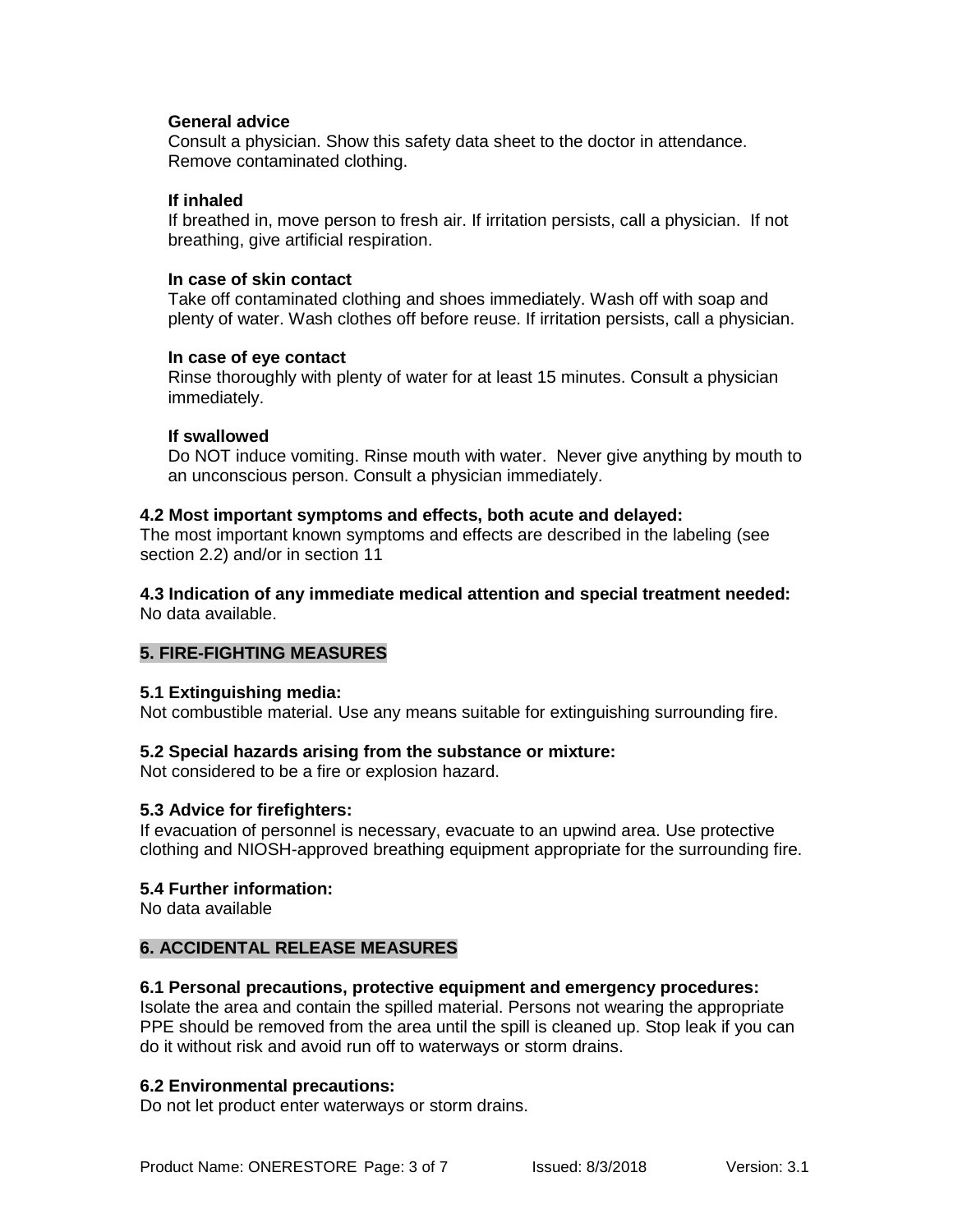**General advice**
Consult a physician. Show this safety data sheet to the doctor in attendance. Remove contaminated clothing.

**If inhaled**
If breathed in, move person to fresh air. If irritation persists, call a physician. If not breathing, give artificial respiration.

**In case of skin contact**
Take off contaminated clothing and shoes immediately. Wash off with soap and plenty of water. Wash clothes off before reuse. If irritation persists, call a physician.

**In case of eye contact**
Rinse thoroughly with plenty of water for at least 15 minutes. Consult a physician immediately.

**If swallowed**
Do NOT induce vomiting. Rinse mouth with water. Never give anything by mouth to an unconscious person. Consult a physician immediately.

### 4.2 Most important symptoms and effects, both acute and delayed:

The most important known symptoms and effects are described in the labeling (see section 2.2) and/or in section 11

### 4.3 Indication of any immediate medical attention and special treatment needed:

No data available.

## 5. FIRE-FIGHTING MEASURES

### 5.1 Extinguishing media:

Not combustible material. Use any means suitable for extinguishing surrounding fire.

### 5.2 Special hazards arising from the substance or mixture:

Not considered to be a fire or explosion hazard.

### 5.3 Advice for firefighters:

If evacuation of personnel is necessary, evacuate to an upwind area. Use protective clothing and NIOSH-approved breathing equipment appropriate for the surrounding fire.

### 5.4 Further information:

No data available

## 6. ACCIDENTAL RELEASE MEASURES

### 6.1 Personal precautions, protective equipment and emergency procedures:

Isolate the area and contain the spilled material. Persons not wearing the appropriate PPE should be removed from the area until the spill is cleaned up. Stop leak if you can do it without risk and avoid run off to waterways or storm drains.

### 6.2 Environmental precautions:

Do not let product enter waterways or storm drains.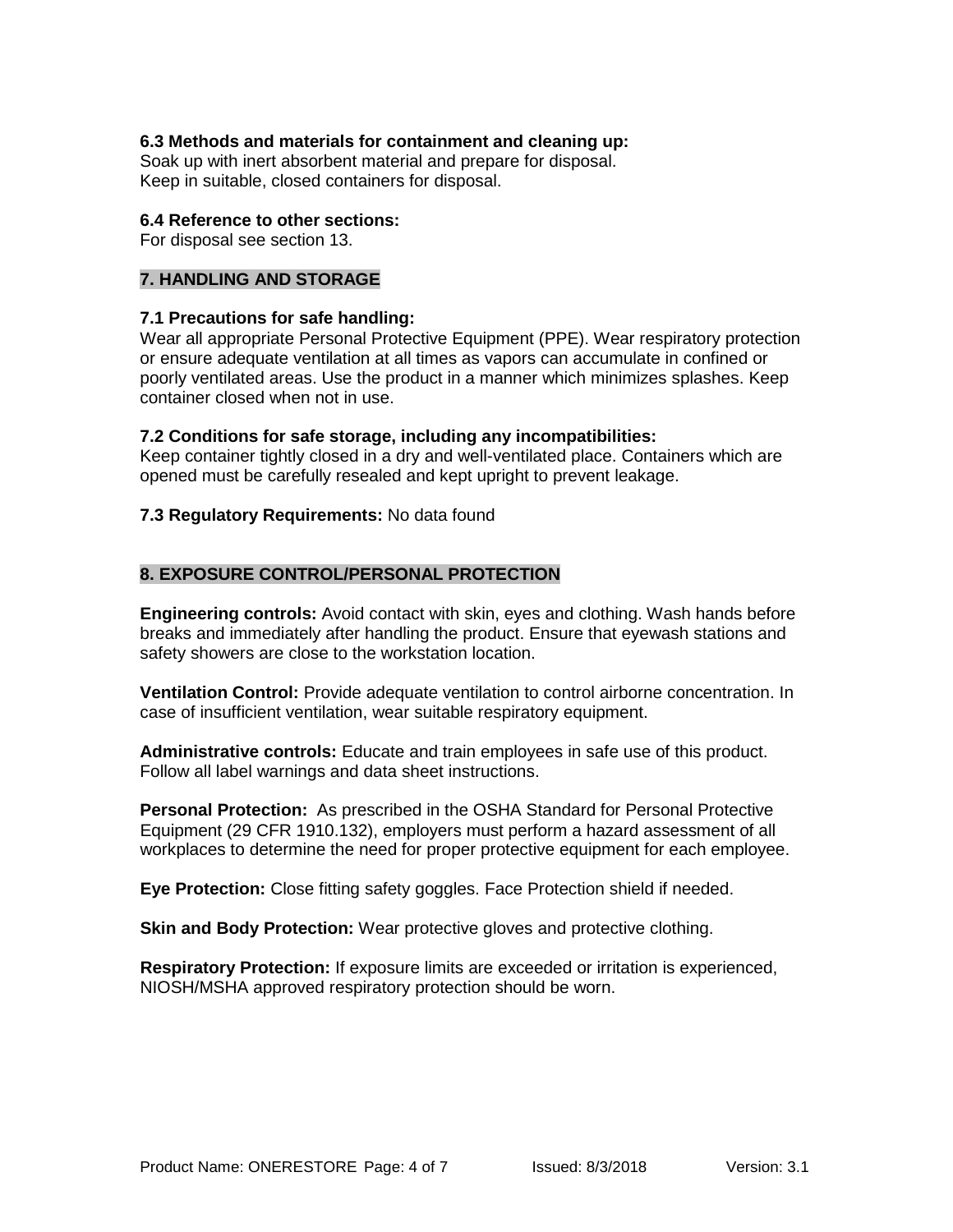### 6.3 Methods and materials for containment and cleaning up:

Soak up with inert absorbent material and prepare for disposal.
Keep in suitable, closed containers for disposal.

### 6.4 Reference to other sections:

For disposal see section 13.

## 7. HANDLING AND STORAGE

### 7.1 Precautions for safe handling:

Wear all appropriate Personal Protective Equipment (PPE). Wear respiratory protection or ensure adequate ventilation at all times as vapors can accumulate in confined or poorly ventilated areas. Use the product in a manner which minimizes splashes. Keep container closed when not in use.

### 7.2 Conditions for safe storage, including any incompatibilities:

Keep container tightly closed in a dry and well-ventilated place. Containers which are opened must be carefully resealed and kept upright to prevent leakage.

**7.3 Regulatory Requirements:** No data found

## 8. EXPOSURE CONTROL/PERSONAL PROTECTION

**Engineering controls:** Avoid contact with skin, eyes and clothing. Wash hands before breaks and immediately after handling the product. Ensure that eyewash stations and safety showers are close to the workstation location.

**Ventilation Control:** Provide adequate ventilation to control airborne concentration. In case of insufficient ventilation, wear suitable respiratory equipment.

**Administrative controls:** Educate and train employees in safe use of this product. Follow all label warnings and data sheet instructions.

**Personal Protection:** As prescribed in the OSHA Standard for Personal Protective Equipment (29 CFR 1910.132), employers must perform a hazard assessment of all workplaces to determine the need for proper protective equipment for each employee.

**Eye Protection:** Close fitting safety goggles. Face Protection shield if needed.

**Skin and Body Protection:** Wear protective gloves and protective clothing.

**Respiratory Protection:** If exposure limits are exceeded or irritation is experienced, NIOSH/MSHA approved respiratory protection should be worn.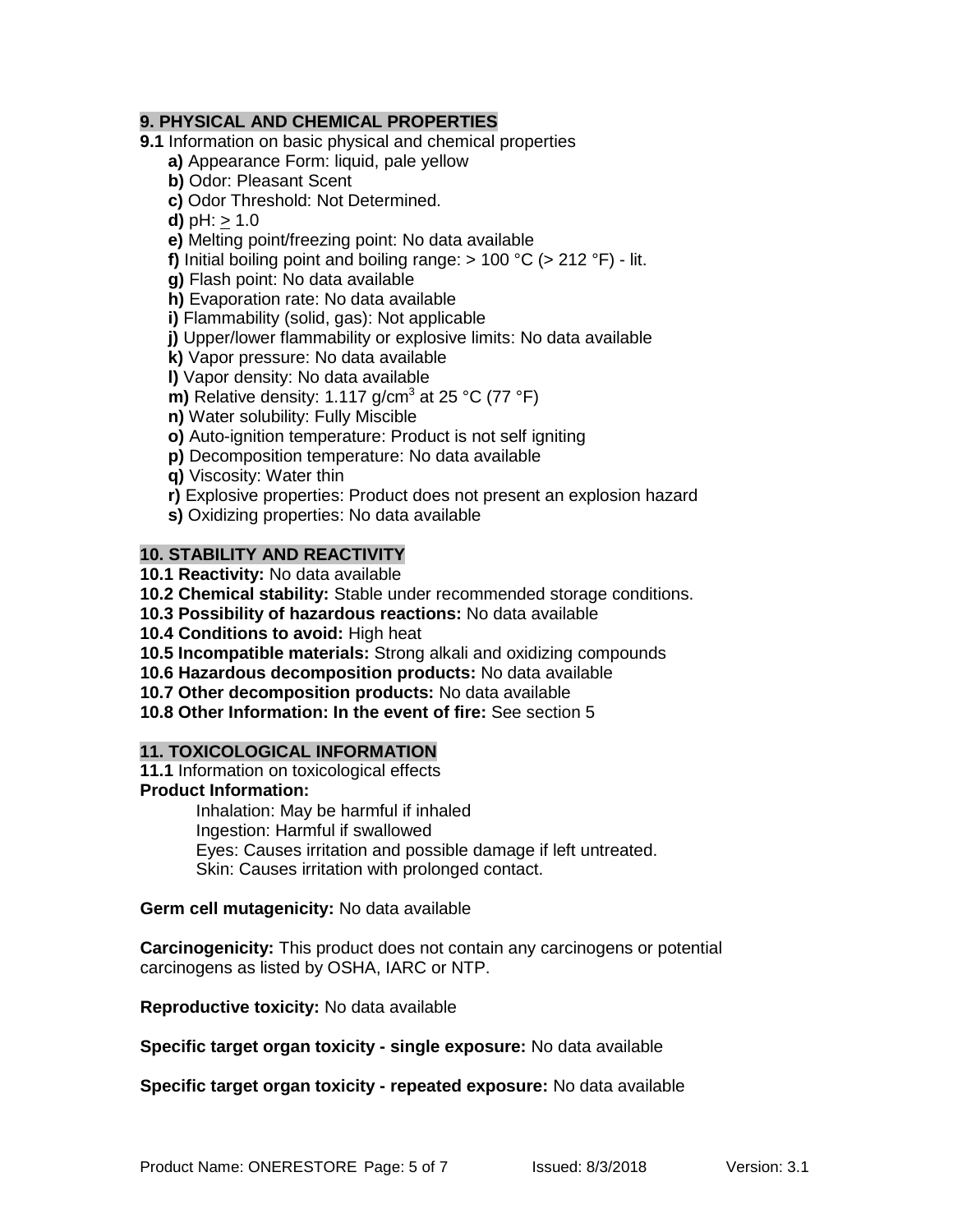## 9. PHYSICAL AND CHEMICAL PROPERTIES

**9.1** Information on basic physical and chemical properties

- **a)** Appearance Form: liquid, pale yellow
- **b)** Odor: Pleasant Scent
- **c)** Odor Threshold: Not Determined.
- **d)** pH: $\geq$ 1.0
- **e)** Melting point/freezing point: No data available
- **f)** Initial boiling point and boiling range: > 100 °C (> 212 °F) - lit.
- **g)** Flash point: No data available
- **h)** Evaporation rate: No data available
- **i)** Flammability (solid, gas): Not applicable
- **j)** Upper/lower flammability or explosive limits: No data available
- **k)** Vapor pressure: No data available
- **l)** Vapor density: No data available
- **m)** Relative density: 1.117 g/cm$^3$ at 25 °C (77 °F)
- **n)** Water solubility: Fully Miscible
- **o)** Auto-ignition temperature: Product is not self igniting
- **p)** Decomposition temperature: No data available
- **q)** Viscosity: Water thin
- **r)** Explosive properties: Product does not present an explosion hazard
- **s)** Oxidizing properties: No data available

## 10. STABILITY AND REACTIVITY

**10.1 Reactivity:** No data available
**10.2 Chemical stability:** Stable under recommended storage conditions.
**10.3 Possibility of hazardous reactions:** No data available
**10.4 Conditions to avoid:** High heat
**10.5 Incompatible materials:** Strong alkali and oxidizing compounds
**10.6 Hazardous decomposition products:** No data available
**10.7 Other decomposition products:** No data available
**10.8 Other Information: In the event of fire:** See section 5

## 11. TOXICOLOGICAL INFORMATION

**11.1** Information on toxicological effects
**Product Information:**

Inhalation: May be harmful if inhaled
Ingestion: Harmful if swallowed
Eyes: Causes irritation and possible damage if left untreated.
Skin: Causes irritation with prolonged contact.

**Germ cell mutagenicity:** No data available

**Carcinogenicity:** This product does not contain any carcinogens or potential carcinogens as listed by OSHA, IARC or NTP.

**Reproductive toxicity:** No data available

**Specific target organ toxicity - single exposure:** No data available

**Specific target organ toxicity - repeated exposure:** No data available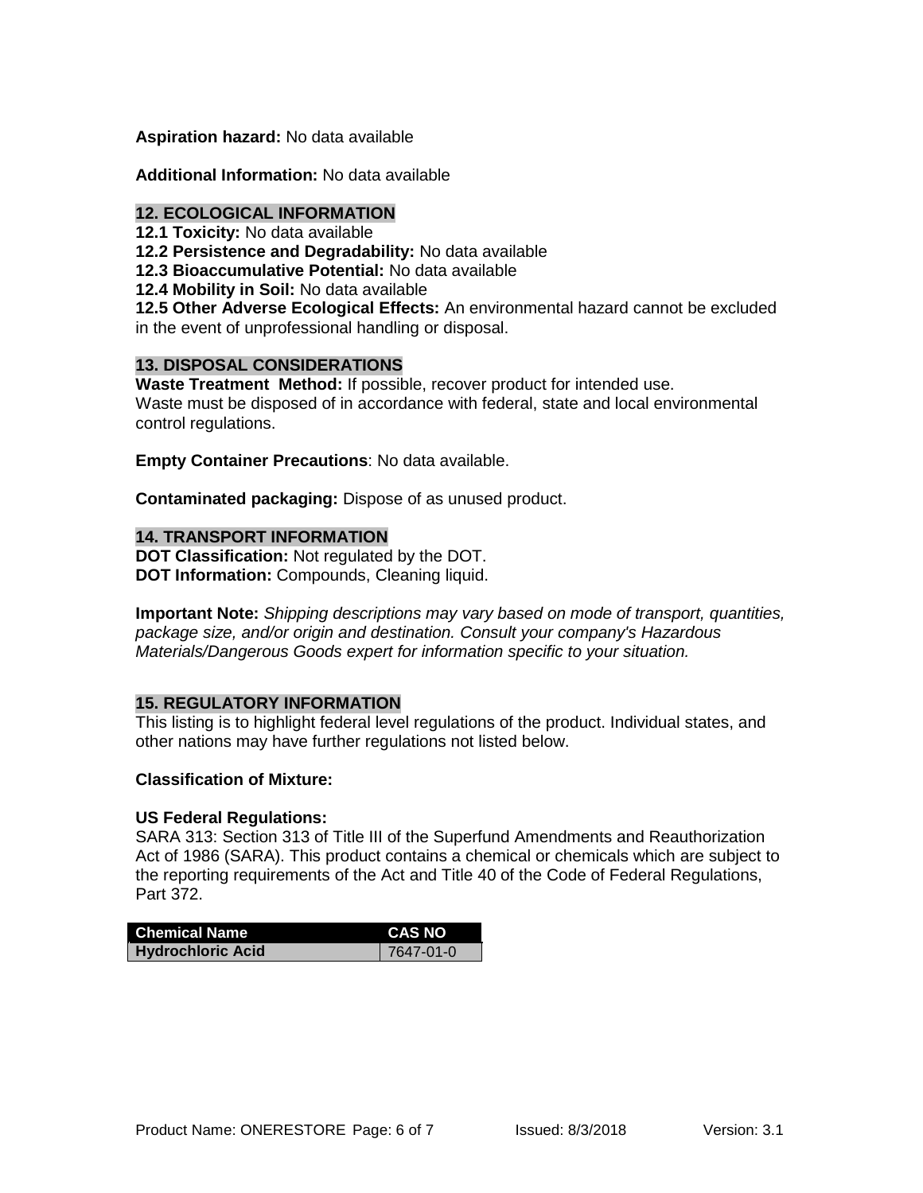**Aspiration hazard:** No data available

**Additional Information:** No data available

## 12. ECOLOGICAL INFORMATION

**12.1 Toxicity:** No data available
**12.2 Persistence and Degradability:** No data available
**12.3 Bioaccumulative Potential:** No data available
**12.4 Mobility in Soil:** No data available
**12.5 Other Adverse Ecological Effects:** An environmental hazard cannot be excluded in the event of unprofessional handling or disposal.

## 13. DISPOSAL CONSIDERATIONS

**Waste Treatment Method:** If possible, recover product for intended use.
Waste must be disposed of in accordance with federal, state and local environmental control regulations.

**Empty Container Precautions**: No data available.

**Contaminated packaging:** Dispose of as unused product.

## 14. TRANSPORT INFORMATION

**DOT Classification:** Not regulated by the DOT.
**DOT Information:** Compounds, Cleaning liquid.

**Important Note:** *Shipping descriptions may vary based on mode of transport, quantities, package size, and/or origin and destination. Consult your company's Hazardous Materials/Dangerous Goods expert for information specific to your situation.*

## 15. REGULATORY INFORMATION

This listing is to highlight federal level regulations of the product. Individual states, and other nations may have further regulations not listed below.

**Classification of Mixture:**

**US Federal Regulations:**
SARA 313: Section 313 of Title III of the Superfund Amendments and Reauthorization Act of 1986 (SARA). This product contains a chemical or chemicals which are subject to the reporting requirements of the Act and Title 40 of the Code of Federal Regulations, Part 372.

| Chemical Name | CAS NO |
|---|---|
| Hydrochloric Acid | 7647-01-0 |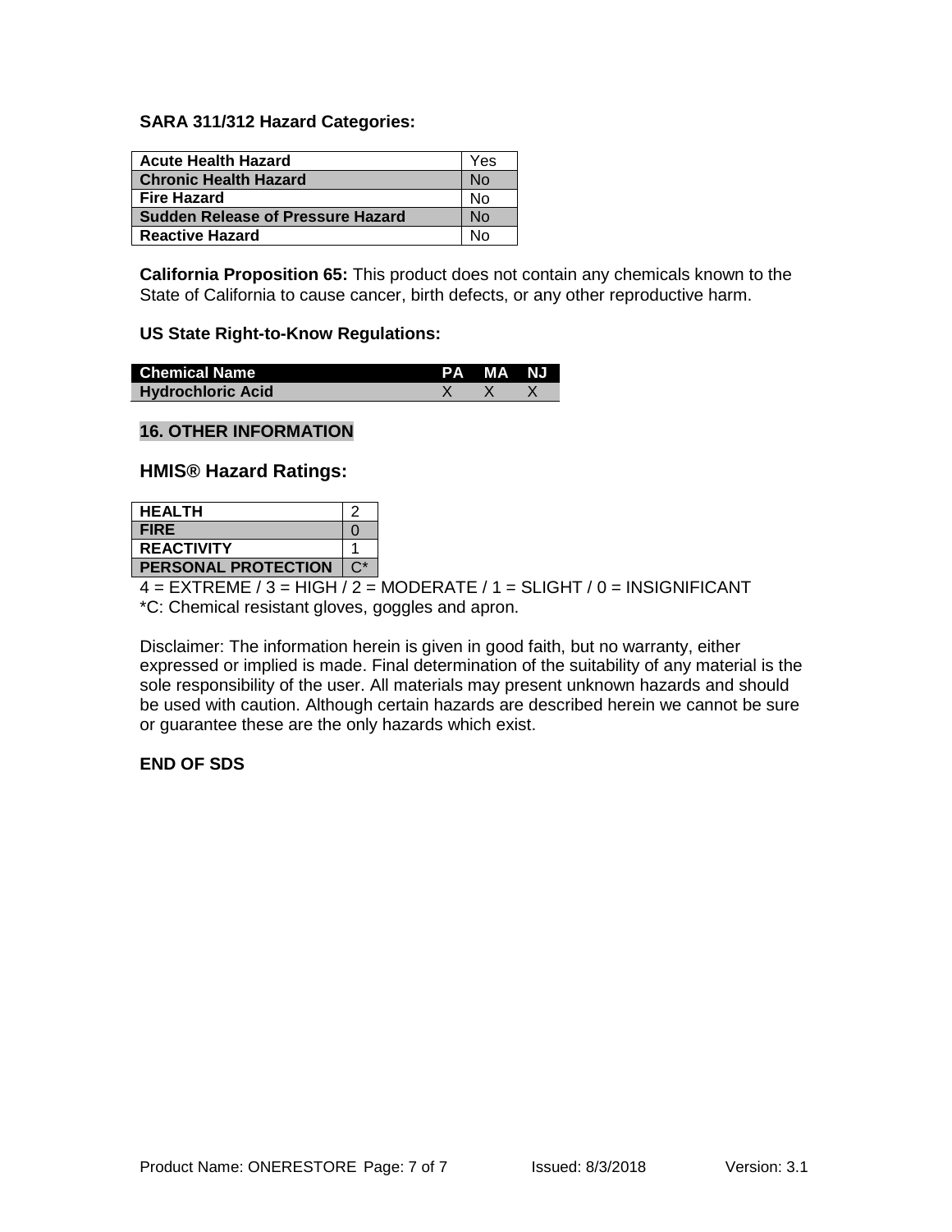**SARA 311/312 Hazard Categories:**

| | |
|---|---|
| **Acute Health Hazard** | Yes |
| **Chronic Health Hazard** | No |
| **Fire Hazard** | No |
| **Sudden Release of Pressure Hazard** | No |
| **Reactive Hazard** | No |

**California Proposition 65:** This product does not contain any chemicals known to the State of California to cause cancer, birth defects, or any other reproductive harm.

**US State Right-to-Know Regulations:**

| Chemical Name | PA | MA | NJ |
|---|---|---|---|
| **Hydrochloric Acid** | X | X | X |

## 16. OTHER INFORMATION

### HMIS® Hazard Ratings:

| | |
|---|---|
| **HEALTH** | 2 |
| **FIRE** | 0 |
| **REACTIVITY** | 1 |
| **PERSONAL PROTECTION** | C* |

4 = EXTREME / 3 = HIGH / 2 = MODERATE / 1 = SLIGHT / 0 = INSIGNIFICANT
*C: Chemical resistant gloves, goggles and apron.

Disclaimer: The information herein is given in good faith, but no warranty, either expressed or implied is made. Final determination of the suitability of any material is the sole responsibility of the user. All materials may present unknown hazards and should be used with caution. Although certain hazards are described herein we cannot be sure or guarantee these are the only hazards which exist.

**END OF SDS**